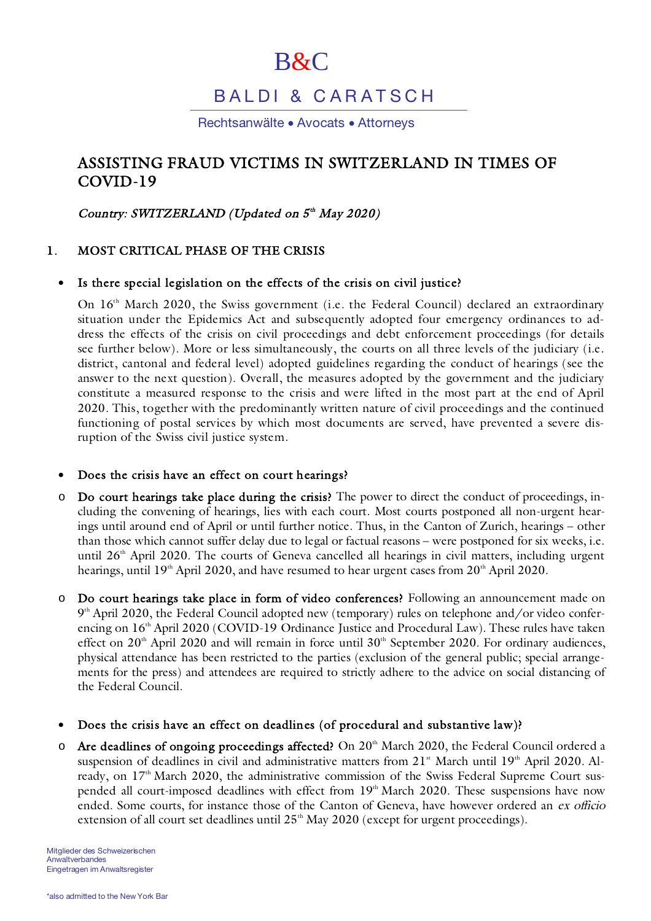# B&C

## BALDI & CARATSCH

Rechtsanwälte • Avocats • Attorneys

# ASSISTING FRAUD VICTIMS IN SWITZERLAND IN TIMES OF COVID-19

*Country: SWITZERLAND (Updated on 5th May 2020)*

## 1. MOST CRITICAL PHASE OF THE CRISIS

- **Is there special legislation on the effects of the crisis on civil justice?**

  On 16th March 2020, the Swiss government (i.e. the Federal Council) declared an extraordinary situation under the Epidemics Act and subsequently adopted four emergency ordinances to address the effects of the crisis on civil proceedings and debt enforcement proceedings (for details see further below). More or less simultaneously, the courts on all three levels of the judiciary (i.e. district, cantonal and federal level) adopted guidelines regarding the conduct of hearings (see the answer to the next question). Overall, the measures adopted by the government and the judiciary constitute a measured response to the crisis and were lifted in the most part at the end of April 2020. This, together with the predominantly written nature of civil proceedings and the continued functioning of postal services by which most documents are served, have prevented a severe disruption of the Swiss civil justice system.

- **Does the crisis have an effect on court hearings?**

  - **Do court hearings take place during the crisis?** The power to direct the conduct of proceedings, including the convening of hearings, lies with each court. Most courts postponed all non-urgent hearings until around end of April or until further notice. Thus, in the Canton of Zurich, hearings – other than those which cannot suffer delay due to legal or factual reasons – were postponed for six weeks, i.e. until 26th April 2020. The courts of Geneva cancelled all hearings in civil matters, including urgent hearings, until 19th April 2020, and have resumed to hear urgent cases from 20th April 2020.

  - **Do court hearings take place in form of video conferences?** Following an announcement made on 9th April 2020, the Federal Council adopted new (temporary) rules on telephone and/or video conferencing on 16th April 2020 (COVID-19 Ordinance Justice and Procedural Law). These rules have taken effect on 20th April 2020 and will remain in force until 30th September 2020. For ordinary audiences, physical attendance has been restricted to the parties (exclusion of the general public; special arrangements for the press) and attendees are required to strictly adhere to the advice on social distancing of the Federal Council.

- **Does the crisis have an effect on deadlines (of procedural and substantive law)?**

  - **Are deadlines of ongoing proceedings affected?** On 20th March 2020, the Federal Council ordered a suspension of deadlines in civil and administrative matters from 21st March until 19th April 2020. Already, on 17th March 2020, the administrative commission of the Swiss Federal Supreme Court suspended all court-imposed deadlines with effect from 19th March 2020. These suspensions have now ended. Some courts, for instance those of the Canton of Geneva, have however ordered an *ex officio* extension of all court set deadlines until 25th May 2020 (except for urgent proceedings).

Mitglieder des Schweizerischen Anwaltverbandes
Eingetragen im Anwaltsregister

*also admitted to the New York Bar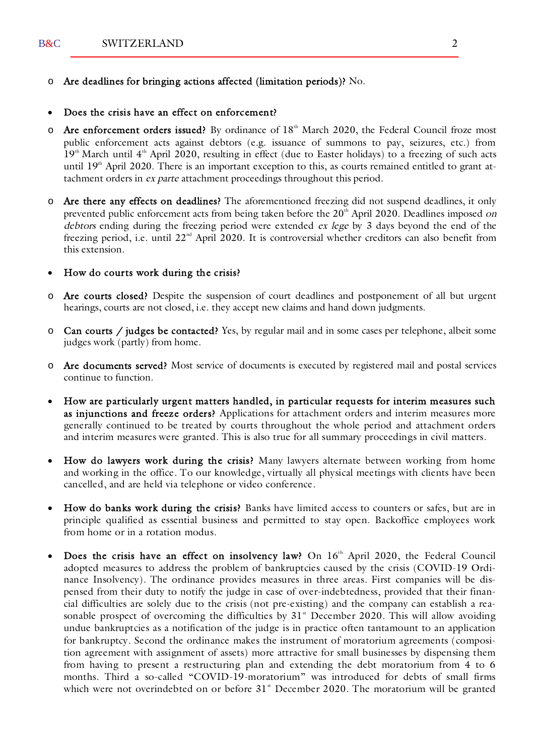- **Are deadlines for bringing actions affected (limitation periods)?** No.

- **Does the crisis have an effect on enforcement?**

  - **Are enforcement orders issued?** By ordinance of 18th March 2020, the Federal Council froze most public enforcement acts against debtors (e.g. issuance of summons to pay, seizures, etc.) from 19th March until 4th April 2020, resulting in effect (due to Easter holidays) to a freezing of such acts until 19th April 2020. There is an important exception to this, as courts remained entitled to grant attachment orders in *ex parte* attachment proceedings throughout this period.

  - **Are there any effects on deadlines?** The aforementioned freezing did not suspend deadlines, it only prevented public enforcement acts from being taken before the 20th April 2020. Deadlines imposed *on debtors* ending during the freezing period were extended *ex lege* by 3 days beyond the end of the freezing period, i.e. until 22nd April 2020. It is controversial whether creditors can also benefit from this extension.

- **How do courts work during the crisis?**

  - **Are courts closed?** Despite the suspension of court deadlines and postponement of all but urgent hearings, courts are not closed, i.e. they accept new claims and hand down judgments.

  - **Can courts / judges be contacted?** Yes, by regular mail and in some cases per telephone, albeit some judges work (partly) from home.

  - **Are documents served?** Most service of documents is executed by registered mail and postal services continue to function.

- **How are particularly urgent matters handled, in particular requests for interim measures such as injunctions and freeze orders?** Applications for attachment orders and interim measures more generally continued to be treated by courts throughout the whole period and attachment orders and interim measures were granted. This is also true for all summary proceedings in civil matters.

- **How do lawyers work during the crisis?** Many lawyers alternate between working from home and working in the office. To our knowledge, virtually all physical meetings with clients have been cancelled, and are held via telephone or video conference.

- **How do banks work during the crisis?** Banks have limited access to counters or safes, but are in principle qualified as essential business and permitted to stay open. Backoffice employees work from home or in a rotation modus.

- **Does the crisis have an effect on insolvency law?** On 16th April 2020, the Federal Council adopted measures to address the problem of bankruptcies caused by the crisis (COVID-19 Ordinance Insolvency). The ordinance provides measures in three areas. First companies will be dispensed from their duty to notify the judge in case of over-indebtedness, provided that their financial difficulties are solely due to the crisis (not pre-existing) and the company can establish a reasonable prospect of overcoming the difficulties by 31st December 2020. This will allow avoiding undue bankruptcies as a notification of the judge is in practice often tantamount to an application for bankruptcy. Second the ordinance makes the instrument of moratorium agreements (composition agreement with assignment of assets) more attractive for small businesses by dispensing them from having to present a restructuring plan and extending the debt moratorium from 4 to 6 months. Third a so-called "COVID-19-moratorium" was introduced for debts of small firms which were not overindebted on or before 31st December 2020. The moratorium will be granted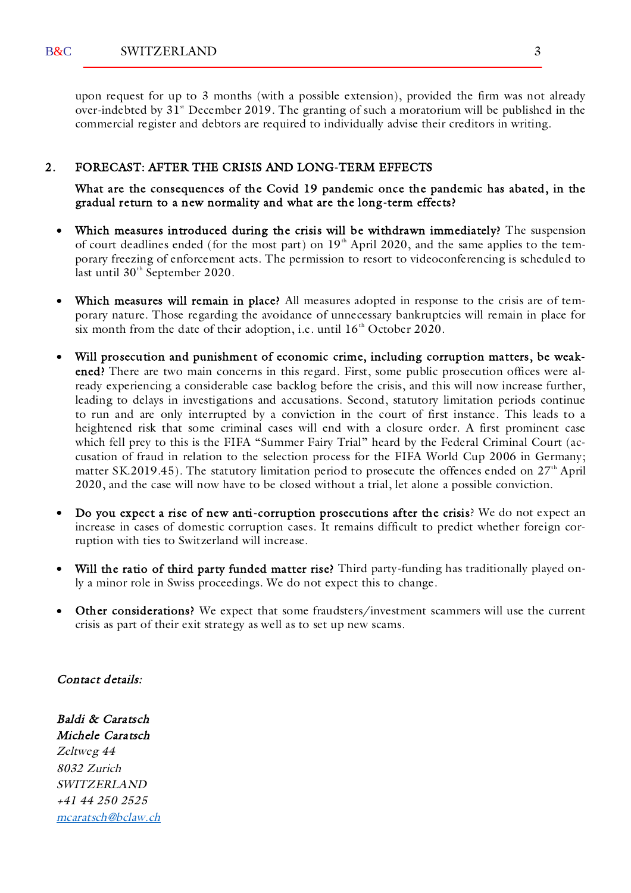upon request for up to 3 months (with a possible extension), provided the firm was not already over-indebted by 31st December 2019. The granting of such a moratorium will be published in the commercial register and debtors are required to individually advise their creditors in writing.

## 2. FORECAST: AFTER THE CRISIS AND LONG-TERM EFFECTS

**What are the consequences of the Covid 19 pandemic once the pandemic has abated, in the gradual return to a new normality and what are the long-term effects?**

- **Which measures introduced during the crisis will be withdrawn immediately?** The suspension of court deadlines ended (for the most part) on 19th April 2020, and the same applies to the temporary freezing of enforcement acts. The permission to resort to videoconferencing is scheduled to last until 30th September 2020.

- **Which measures will remain in place?** All measures adopted in response to the crisis are of temporary nature. Those regarding the avoidance of unnecessary bankruptcies will remain in place for six month from the date of their adoption, i.e. until 16th October 2020.

- **Will prosecution and punishment of economic crime, including corruption matters, be weakened?** There are two main concerns in this regard. First, some public prosecution offices were already experiencing a considerable case backlog before the crisis, and this will now increase further, leading to delays in investigations and accusations. Second, statutory limitation periods continue to run and are only interrupted by a conviction in the court of first instance. This leads to a heightened risk that some criminal cases will end with a closure order. A first prominent case which fell prey to this is the FIFA "Summer Fairy Trial" heard by the Federal Criminal Court (accusation of fraud in relation to the selection process for the FIFA World Cup 2006 in Germany; matter SK.2019.45). The statutory limitation period to prosecute the offences ended on 27th April 2020, and the case will now have to be closed without a trial, let alone a possible conviction.

- **Do you expect a rise of new anti-corruption prosecutions after the crisis**? We do not expect an increase in cases of domestic corruption cases. It remains difficult to predict whether foreign corruption with ties to Switzerland will increase.

- **Will the ratio of third party funded matter rise?** Third party-funding has traditionally played only a minor role in Swiss proceedings. We do not expect this to change.

- **Other considerations?** We expect that some fraudsters/investment scammers will use the current crisis as part of their exit strategy as well as to set up new scams.

*Contact details:*

***Baldi & Caratsch***
***Michele Caratsch***
*Zeltweg 44*
*8032 Zurich*
*SWITZERLAND*
*+41 44 250 2525*
*mcaratsch@bclaw.ch*